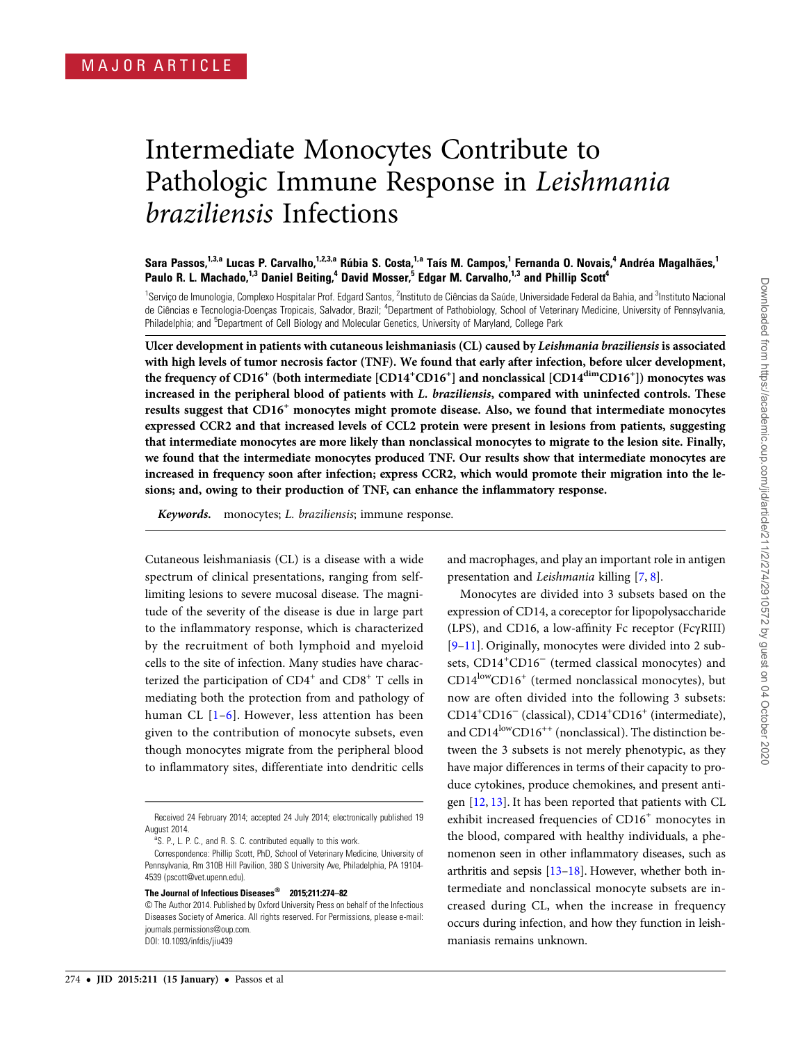MAJOR ARTICLE

# Intermediate Monocytes Contribute to Pathologic Immune Response in *Leishmania braziliensis* Infections

**Sara Passos,[1,3,a] Lucas P. Carvalho,[1,2,3,a] Rúbia S. Costa,[1,a] Taís M. Campos,[1] Fernanda O. Novais,[4] Andréa Magalhães,[1] Paulo R. L. Machado,[1,3] Daniel Beiting,[4] David Mosser,[5] Edgar M. Carvalho,[1,3] and Phillip Scott[4]**

[1]Serviço de Imunologia, Complexo Hospitalar Prof. Edgard Santos, [2]Instituto de Ciências da Saúde, Universidade Federal da Bahia, and [3]Instituto Nacional de Ciências e Tecnologia-Doenças Tropicais, Salvador, Brazil; [4]Department of Pathobiology, School of Veterinary Medicine, University of Pennsylvania, Philadelphia; and [5]Department of Cell Biology and Molecular Genetics, University of Maryland, College Park

**Ulcer development in patients with cutaneous leishmaniasis (CL) caused by *Leishmania braziliensis* is associated with high levels of tumor necrosis factor (TNF). We found that early after infection, before ulcer development, the frequency of CD16$^+$ (both intermediate [CD14$^+$CD16$^+$] and nonclassical [CD14$^{dim}$CD16$^+$]) monocytes was increased in the peripheral blood of patients with *L. braziliensis*, compared with uninfected controls. These results suggest that CD16$^+$ monocytes might promote disease. Also, we found that intermediate monocytes expressed CCR2 and that increased levels of CCL2 protein were present in lesions from patients, suggesting that intermediate monocytes are more likely than nonclassical monocytes to migrate to the lesion site. Finally, we found that the intermediate monocytes produced TNF. Our results show that intermediate monocytes are increased in frequency soon after infection; express CCR2, which would promote their migration into the lesions; and, owing to their production of TNF, can enhance the inflammatory response.**

***Keywords.*** monocytes; *L. braziliensis*; immune response.

Cutaneous leishmaniasis (CL) is a disease with a wide spectrum of clinical presentations, ranging from self-limiting lesions to severe mucosal disease. The magnitude of the severity of the disease is due in large part to the inflammatory response, which is characterized by the recruitment of both lymphoid and myeloid cells to the site of infection. Many studies have characterized the participation of CD4$^+$ and CD8$^+$ T cells in mediating both the protection from and pathology of human CL [1–6]. However, less attention has been given to the contribution of monocyte subsets, even though monocytes migrate from the peripheral blood to inflammatory sites, differentiate into dendritic cells and macrophages, and play an important role in antigen presentation and *Leishmania* killing [7, 8].

Monocytes are divided into 3 subsets based on the expression of CD14, a coreceptor for lipopolysaccharide (LPS), and CD16, a low-affinity Fc receptor (FcγRIII) [9–11]. Originally, monocytes were divided into 2 subsets, CD14$^+$CD16$^-$ (termed classical monocytes) and CD14$^{low}$CD16$^+$ (termed nonclassical monocytes), but now are often divided into the following 3 subsets: CD14$^+$CD16$^-$ (classical), CD14$^+$CD16$^+$ (intermediate), and CD14$^{low}$CD16$^{++}$ (nonclassical). The distinction between the 3 subsets is not merely phenotypic, as they have major differences in terms of their capacity to produce cytokines, produce chemokines, and present antigen [12, 13]. It has been reported that patients with CL exhibit increased frequencies of CD16$^+$ monocytes in the blood, compared with healthy individuals, a phenomenon seen in other inflammatory diseases, such as arthritis and sepsis [13–18]. However, whether both intermediate and nonclassical monocyte subsets are increased during CL, when the increase in frequency occurs during infection, and how they function in leishmaniasis remains unknown.

Received 24 February 2014; accepted 24 July 2014; electronically published 19 August 2014.

[a]S. P., L. P. C., and R. S. C. contributed equally to this work.

Correspondence: Phillip Scott, PhD, School of Veterinary Medicine, University of Pennsylvania, Rm 310B Hill Pavilion, 380 S University Ave, Philadelphia, PA 19104-4539 (pscott@vet.upenn.edu).

**The Journal of Infectious Diseases® 2015;211:274–82**
© The Author 2014. Published by Oxford University Press on behalf of the Infectious Diseases Society of America. All rights reserved. For Permissions, please e-mail: journals.permissions@oup.com.
DOI: 10.1093/infdis/jiu439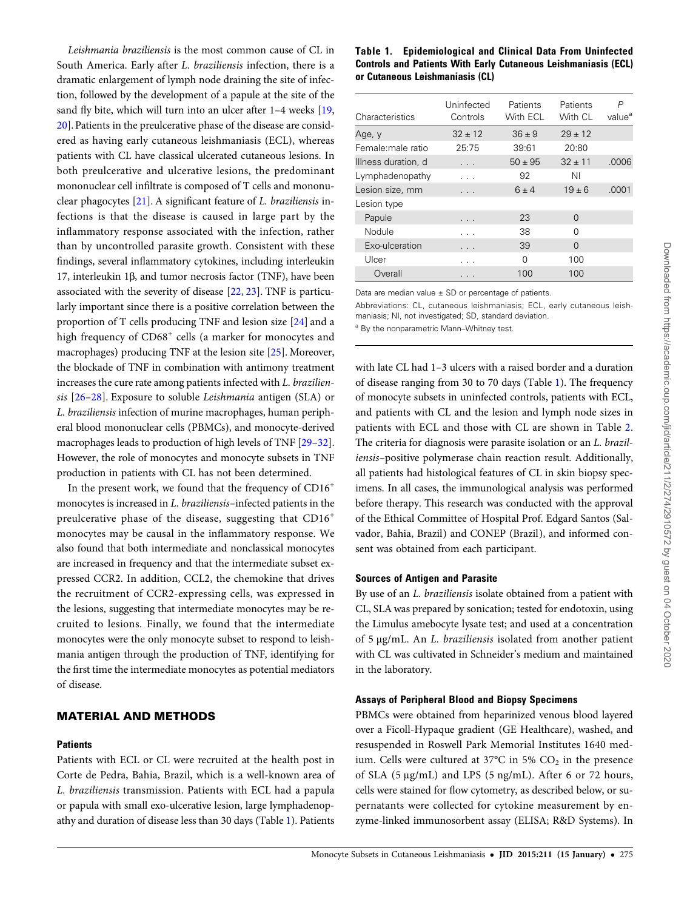*Leishmania braziliensis* is the most common cause of CL in South America. Early after *L. braziliensis* infection, there is a dramatic enlargement of lymph node draining the site of infection, followed by the development of a papule at the site of the sand fly bite, which will turn into an ulcer after 1–4 weeks [19, 20]. Patients in the preulcerative phase of the disease are considered as having early cutaneous leishmaniasis (ECL), whereas patients with CL have classical ulcerated cutaneous lesions. In both preulcerative and ulcerative lesions, the predominant mononuclear cell infiltrate is composed of T cells and mononuclear phagocytes [21]. A significant feature of *L. braziliensis* infections is that the disease is caused in large part by the inflammatory response associated with the infection, rather than by uncontrolled parasite growth. Consistent with these findings, several inflammatory cytokines, including interleukin 17, interleukin 1β, and tumor necrosis factor (TNF), have been associated with the severity of disease [22, 23]. TNF is particularly important since there is a positive correlation between the proportion of T cells producing TNF and lesion size [24] and a high frequency of CD68$^+$ cells (a marker for monocytes and macrophages) producing TNF at the lesion site [25]. Moreover, the blockade of TNF in combination with antimony treatment increases the cure rate among patients infected with *L. braziliensis* [26–28]. Exposure to soluble *Leishmania* antigen (SLA) or *L. braziliensis* infection of murine macrophages, human peripheral blood mononuclear cells (PBMCs), and monocyte-derived macrophages leads to production of high levels of TNF [29–32]. However, the role of monocytes and monocyte subsets in TNF production in patients with CL has not been determined.

In the present work, we found that the frequency of CD16$^+$ monocytes is increased in *L. braziliensis*–infected patients in the preulcerative phase of the disease, suggesting that CD16$^+$ monocytes may be causal in the inflammatory response. We also found that both intermediate and nonclassical monocytes are increased in frequency and that the intermediate subset expressed CCR2. In addition, CCL2, the chemokine that drives the recruitment of CCR2-expressing cells, was expressed in the lesions, suggesting that intermediate monocytes may be recruited to lesions. Finally, we found that the intermediate monocytes were the only monocyte subset to respond to leishmania antigen through the production of TNF, identifying for the first time the intermediate monocytes as potential mediators of disease.

## MATERIAL AND METHODS

### Patients

Patients with ECL or CL were recruited at the health post in Corte de Pedra, Bahia, Brazil, which is a well-known area of *L. braziliensis* transmission. Patients with ECL had a papula or papula with small exo-ulcerative lesion, large lymphadenopathy and duration of disease less than 30 days (Table 1). Patients with late CL had 1–3 ulcers with a raised border and a duration of disease ranging from 30 to 70 days (Table 1). The frequency of monocyte subsets in uninfected controls, patients with ECL, and patients with CL and the lesion and lymph node sizes in patients with ECL and those with CL are shown in Table 2. The criteria for diagnosis were parasite isolation or an *L. braziliensis*–positive polymerase chain reaction result. Additionally, all patients had histological features of CL in skin biopsy specimens. In all cases, the immunological analysis was performed before therapy. This research was conducted with the approval of the Ethical Committee of Hospital Prof. Edgard Santos (Salvador, Bahia, Brazil) and CONEP (Brazil), and informed consent was obtained from each participant.

**Table 1. Epidemiological and Clinical Data From Uninfected Controls and Patients With Early Cutaneous Leishmaniasis (ECL) or Cutaneous Leishmaniasis (CL)**

| Characteristics | Uninfected Controls | Patients With ECL | Patients With CL | P value[a] |
|---|---|---|---|---|
| Age, y | 32 ± 12 | 36 ± 9 | 29 ± 12 | |
| Female:male ratio | 25:75 | 39:61 | 20:80 | |
| Illness duration, d | . . . | 50 ± 95 | 32 ± 11 | .0006 |
| Lymphadenopathy | . . . | 92 | NI | |
| Lesion size, mm | . . . | 6 ± 4 | 19 ± 6 | .0001 |
| Lesion type | | | | |
| Papule | . . . | 23 | 0 | |
| Nodule | . . . | 38 | 0 | |
| Exo-ulceration | . . . | 39 | 0 | |
| Ulcer | . . . | 0 | 100 | |
| Overall | . . . | 100 | 100 | |

Data are median value ± SD or percentage of patients.

Abbreviations: CL, cutaneous leishmaniasis; ECL, early cutaneous leishmaniasis; NI, not investigated; SD, standard deviation.

[a] By the nonparametric Mann–Whitney test.

### Sources of Antigen and Parasite

By use of an *L. braziliensis* isolate obtained from a patient with CL, SLA was prepared by sonication; tested for endotoxin, using the Limulus amebocyte lysate test; and used at a concentration of 5 µg/mL. An *L. braziliensis* isolated from another patient with CL was cultivated in Schneider's medium and maintained in the laboratory.

### Assays of Peripheral Blood and Biopsy Specimens

PBMCs were obtained from heparinized venous blood layered over a Ficoll-Hypaque gradient (GE Healthcare), washed, and resuspended in Roswell Park Memorial Institutes 1640 medium. Cells were cultured at 37°C in 5% $CO_2$ in the presence of SLA (5 µg/mL) and LPS (5 ng/mL). After 6 or 72 hours, cells were stained for flow cytometry, as described below, or supernatants were collected for cytokine measurement by enzyme-linked immunosorbent assay (ELISA; R&D Systems). In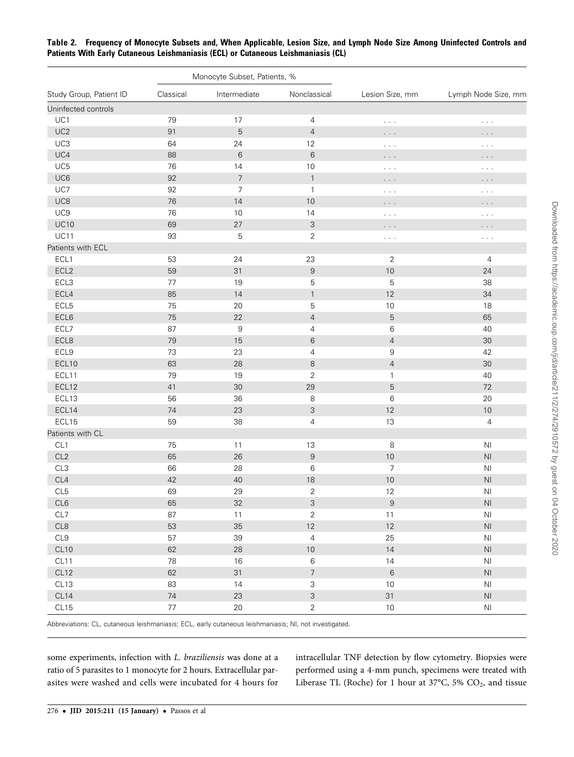**Table 2. Frequency of Monocyte Subsets and, When Applicable, Lesion Size, and Lymph Node Size Among Uninfected Controls and Patients With Early Cutaneous Leishmaniasis (ECL) or Cutaneous Leishmaniasis (CL)**

| | Monocyte Subset, Patients, % | | | | |
|---|---|---|---|---|---|
| Study Group, Patient ID | Classical | Intermediate | Nonclassical | Lesion Size, mm | Lymph Node Size, mm |
| Uninfected controls | | | | | |
| UC1 | 79 | 17 | 4 | . . . | . . . |
| UC2 | 91 | 5 | 4 | . . . | . . . |
| UC3 | 64 | 24 | 12 | . . . | . . . |
| UC4 | 88 | 6 | 6 | . . . | . . . |
| UC5 | 76 | 14 | 10 | . . . | . . . |
| UC6 | 92 | 7 | 1 | . . . | . . . |
| UC7 | 92 | 7 | 1 | . . . | . . . |
| UC8 | 76 | 14 | 10 | . . . | . . . |
| UC9 | 76 | 10 | 14 | . . . | . . . |
| UC10 | 69 | 27 | 3 | . . . | . . . |
| UC11 | 93 | 5 | 2 | . . . | . . . |
| Patients with ECL | | | | | |
| ECL1 | 53 | 24 | 23 | 2 | 4 |
| ECL2 | 59 | 31 | 9 | 10 | 24 |
| ECL3 | 77 | 19 | 5 | 5 | 38 |
| ECL4 | 85 | 14 | 1 | 12 | 34 |
| ECL5 | 75 | 20 | 5 | 10 | 18 |
| ECL6 | 75 | 22 | 4 | 5 | 65 |
| ECL7 | 87 | 9 | 4 | 6 | 40 |
| ECL8 | 79 | 15 | 6 | 4 | 30 |
| ECL9 | 73 | 23 | 4 | 9 | 42 |
| ECL10 | 63 | 28 | 8 | 4 | 30 |
| ECL11 | 79 | 19 | 2 | 1 | 40 |
| ECL12 | 41 | 30 | 29 | 5 | 72 |
| ECL13 | 56 | 36 | 8 | 6 | 20 |
| ECL14 | 74 | 23 | 3 | 12 | 10 |
| ECL15 | 59 | 38 | 4 | 13 | 4 |
| Patients with CL | | | | | |
| CL1 | 75 | 11 | 13 | 8 | NI |
| CL2 | 65 | 26 | 9 | 10 | NI |
| CL3 | 66 | 28 | 6 | 7 | NI |
| CL4 | 42 | 40 | 18 | 10 | NI |
| CL5 | 69 | 29 | 2 | 12 | NI |
| CL6 | 65 | 32 | 3 | 9 | NI |
| CL7 | 87 | 11 | 2 | 11 | NI |
| CL8 | 53 | 35 | 12 | 12 | NI |
| CL9 | 57 | 39 | 4 | 25 | NI |
| CL10 | 62 | 28 | 10 | 14 | NI |
| CL11 | 78 | 16 | 6 | 14 | NI |
| CL12 | 62 | 31 | 7 | 6 | NI |
| CL13 | 83 | 14 | 3 | 10 | NI |
| CL14 | 74 | 23 | 3 | 31 | NI |
| CL15 | 77 | 20 | 2 | 10 | NI |

Abbreviations: CL, cutaneous leishmaniasis; ECL, early cutaneous leishmaniasis; NI, not investigated.

some experiments, infection with *L. braziliensis* was done at a ratio of 5 parasites to 1 monocyte for 2 hours. Extracellular parasites were washed and cells were incubated for 4 hours for intracellular TNF detection by flow cytometry. Biopsies were performed using a 4-mm punch, specimens were treated with Liberase TL (Roche) for 1 hour at 37°C, 5% $CO_2$, and tissue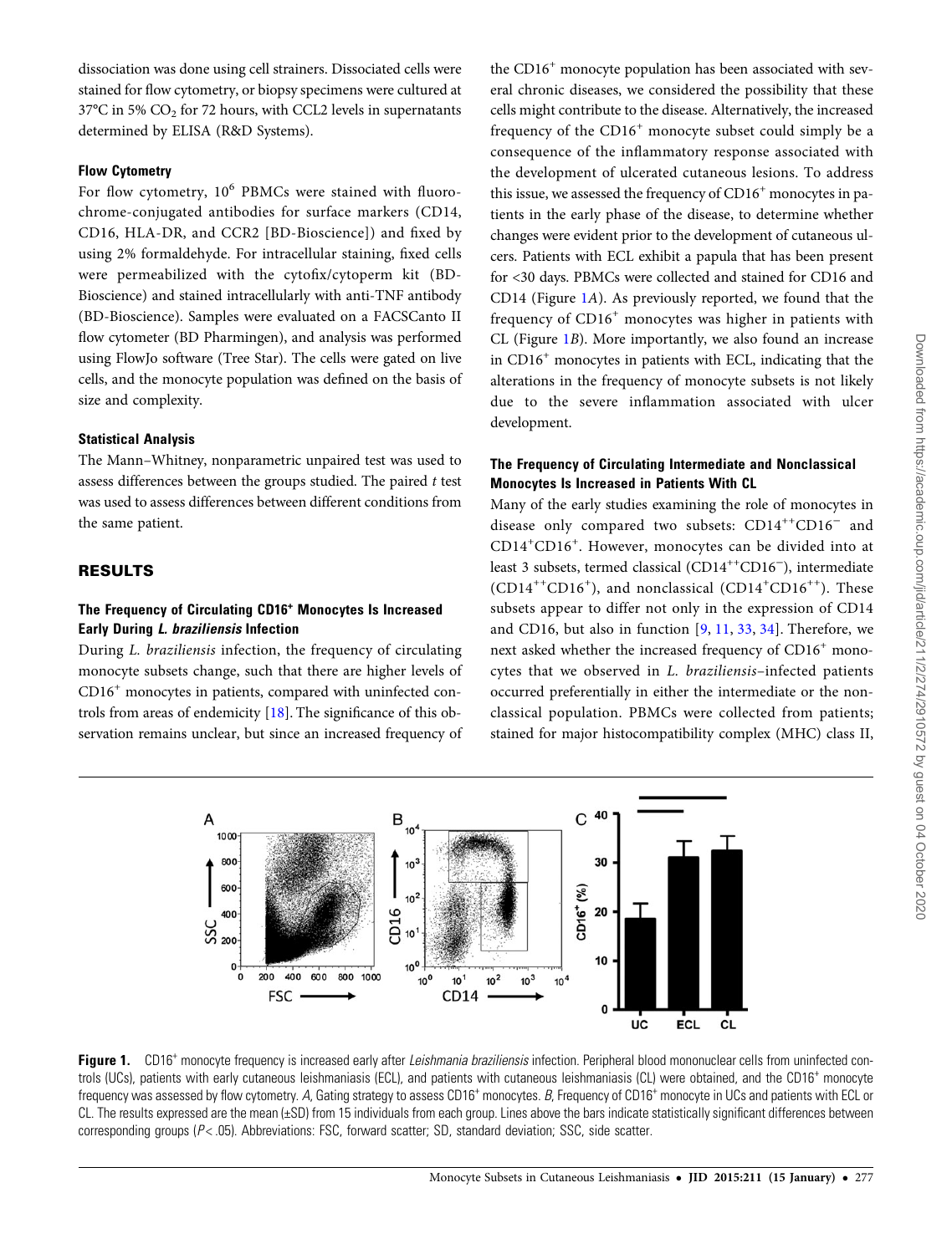dissociation was done using cell strainers. Dissociated cells were stained for flow cytometry, or biopsy specimens were cultured at 37°C in 5% $CO_2$ for 72 hours, with CCL2 levels in supernatants determined by ELISA (R&D Systems).

### Flow Cytometry

For flow cytometry, $10^6$ PBMCs were stained with fluorochrome-conjugated antibodies for surface markers (CD14, CD16, HLA-DR, and CCR2 [BD-Bioscience]) and fixed by using 2% formaldehyde. For intracellular staining, fixed cells were permeabilized with the cytofix/cytoperm kit (BD-Bioscience) and stained intracellularly with anti-TNF antibody (BD-Bioscience). Samples were evaluated on a FACSCanto II flow cytometer (BD Pharmingen), and analysis was performed using FlowJo software (Tree Star). The cells were gated on live cells, and the monocyte population was defined on the basis of size and complexity.

### Statistical Analysis

The Mann–Whitney, nonparametric unpaired test was used to assess differences between the groups studied. The paired *t* test was used to assess differences between different conditions from the same patient.

## RESULTS

### The Frequency of Circulating CD16⁺ Monocytes Is Increased Early During *L. braziliensis* Infection

During *L. braziliensis* infection, the frequency of circulating monocyte subsets change, such that there are higher levels of $CD16^+$ monocytes in patients, compared with uninfected controls from areas of endemicity [18]. The significance of this observation remains unclear, but since an increased frequency of the $CD16^+$ monocyte population has been associated with several chronic diseases, we considered the possibility that these cells might contribute to the disease. Alternatively, the increased frequency of the $CD16^+$ monocyte subset could simply be a consequence of the inflammatory response associated with the development of ulcerated cutaneous lesions. To address this issue, we assessed the frequency of $CD16^+$ monocytes in patients in the early phase of the disease, to determine whether changes were evident prior to the development of cutaneous ulcers. Patients with ECL exhibit a papula that has been present for <30 days. PBMCs were collected and stained for CD16 and CD14 (Figure 1*A*). As previously reported, we found that the frequency of $CD16^+$ monocytes was higher in patients with CL (Figure 1*B*). More importantly, we also found an increase in $CD16^+$ monocytes in patients with ECL, indicating that the alterations in the frequency of monocyte subsets is not likely due to the severe inflammation associated with ulcer development.

### The Frequency of Circulating Intermediate and Nonclassical Monocytes Is Increased in Patients With CL

Many of the early studies examining the role of monocytes in disease only compared two subsets: $CD14^{++}CD16^-$ and $CD14^+CD16^+$. However, monocytes can be divided into at least 3 subsets, termed classical ($CD14^{++}CD16^-$), intermediate ($CD14^{++}CD16^+$), and nonclassical ($CD14^+CD16^{++}$). These subsets appear to differ not only in the expression of CD14 and CD16, but also in function [9, 11, 33, 34]. Therefore, we next asked whether the increased frequency of $CD16^+$ monocytes that we observed in *L. braziliensis*–infected patients occurred preferentially in either the intermediate or the nonclassical population. PBMCs were collected from patients; stained for major histocompatibility complex (MHC) class II,

**Figure 1.** $CD16^+$ monocyte frequency is increased early after *Leishmania braziliensis* infection. Peripheral blood mononuclear cells from uninfected controls (UCs), patients with early cutaneous leishmaniasis (ECL), and patients with cutaneous leishmaniasis (CL) were obtained, and the $CD16^+$ monocyte frequency was assessed by flow cytometry. *A*, Gating strategy to assess $CD16^+$ monocytes. *B*, Frequency of $CD16^+$ monocyte in UCs and patients with ECL or CL. The results expressed are the mean (±SD) from 15 individuals from each group. Lines above the bars indicate statistically significant differences between corresponding groups ($P < .05$). Abbreviations: FSC, forward scatter; SD, standard deviation; SSC, side scatter.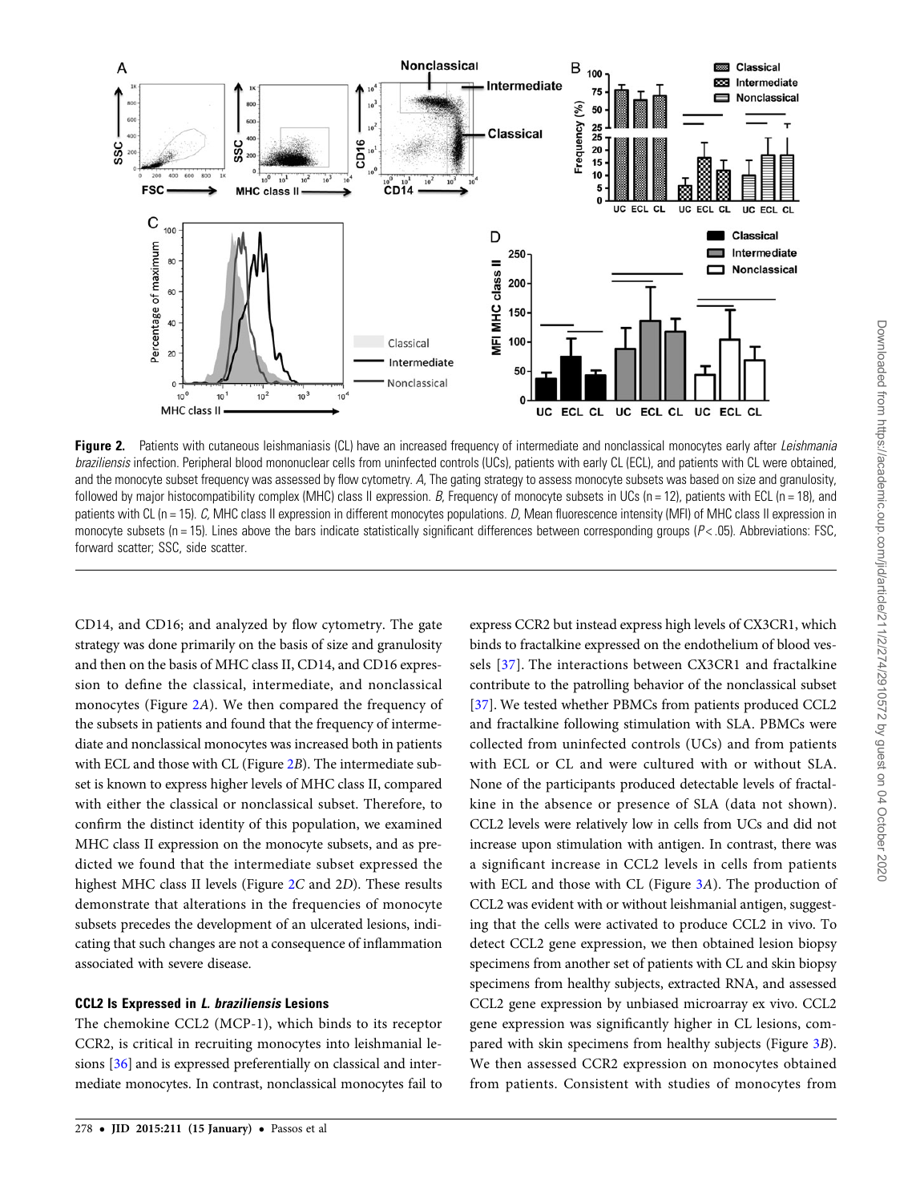**Figure 2.** Patients with cutaneous leishmaniasis (CL) have an increased frequency of intermediate and nonclassical monocytes early after *Leishmania braziliensis* infection. Peripheral blood mononuclear cells from uninfected controls (UCs), patients with early CL (ECL), and patients with CL were obtained, and the monocyte subset frequency was assessed by flow cytometry. *A*, The gating strategy to assess monocyte subsets was based on size and granulosity, followed by major histocompatibility complex (MHC) class II expression. *B*, Frequency of monocyte subsets in UCs (n = 12), patients with ECL (n = 18), and patients with CL (n = 15). *C*, MHC class II expression in different monocytes populations. *D*, Mean fluorescence intensity (MFI) of MHC class II expression in monocyte subsets (n = 15). Lines above the bars indicate statistically significant differences between corresponding groups ($P < .05$). Abbreviations: FSC, forward scatter; SSC, side scatter.

CD14, and CD16; and analyzed by flow cytometry. The gate strategy was done primarily on the basis of size and granulosity and then on the basis of MHC class II, CD14, and CD16 expression to define the classical, intermediate, and nonclassical monocytes (Figure 2A). We then compared the frequency of the subsets in patients and found that the frequency of intermediate and nonclassical monocytes was increased both in patients with ECL and those with CL (Figure 2B). The intermediate subset is known to express higher levels of MHC class II, compared with either the classical or nonclassical subset. Therefore, to confirm the distinct identity of this population, we examined MHC class II expression on the monocyte subsets, and as predicted we found that the intermediate subset expressed the highest MHC class II levels (Figure 2C and 2D). These results demonstrate that alterations in the frequencies of monocyte subsets precedes the development of an ulcerated lesions, indicating that such changes are not a consequence of inflammation associated with severe disease.

### CCL2 Is Expressed in *L. braziliensis* Lesions

The chemokine CCL2 (MCP-1), which binds to its receptor CCR2, is critical in recruiting monocytes into leishmanial lesions [36] and is expressed preferentially on classical and intermediate monocytes. In contrast, nonclassical monocytes fail to express CCR2 but instead express high levels of CX3CR1, which binds to fractalkine expressed on the endothelium of blood vessels [37]. The interactions between CX3CR1 and fractalkine contribute to the patrolling behavior of the nonclassical subset [37]. We tested whether PBMCs from patients produced CCL2 and fractalkine following stimulation with SLA. PBMCs were collected from uninfected controls (UCs) and from patients with ECL or CL and were cultured with or without SLA. None of the participants produced detectable levels of fractalkine in the absence or presence of SLA (data not shown). CCL2 levels were relatively low in cells from UCs and did not increase upon stimulation with antigen. In contrast, there was a significant increase in CCL2 levels in cells from patients with ECL and those with CL (Figure 3A). The production of CCL2 was evident with or without leishmanial antigen, suggesting that the cells were activated to produce CCL2 in vivo. To detect CCL2 gene expression, we then obtained lesion biopsy specimens from another set of patients with CL and skin biopsy specimens from healthy subjects, extracted RNA, and assessed CCL2 gene expression by unbiased microarray ex vivo. CCL2 gene expression was significantly higher in CL lesions, compared with skin specimens from healthy subjects (Figure 3B). We then assessed CCR2 expression on monocytes obtained from patients. Consistent with studies of monocytes from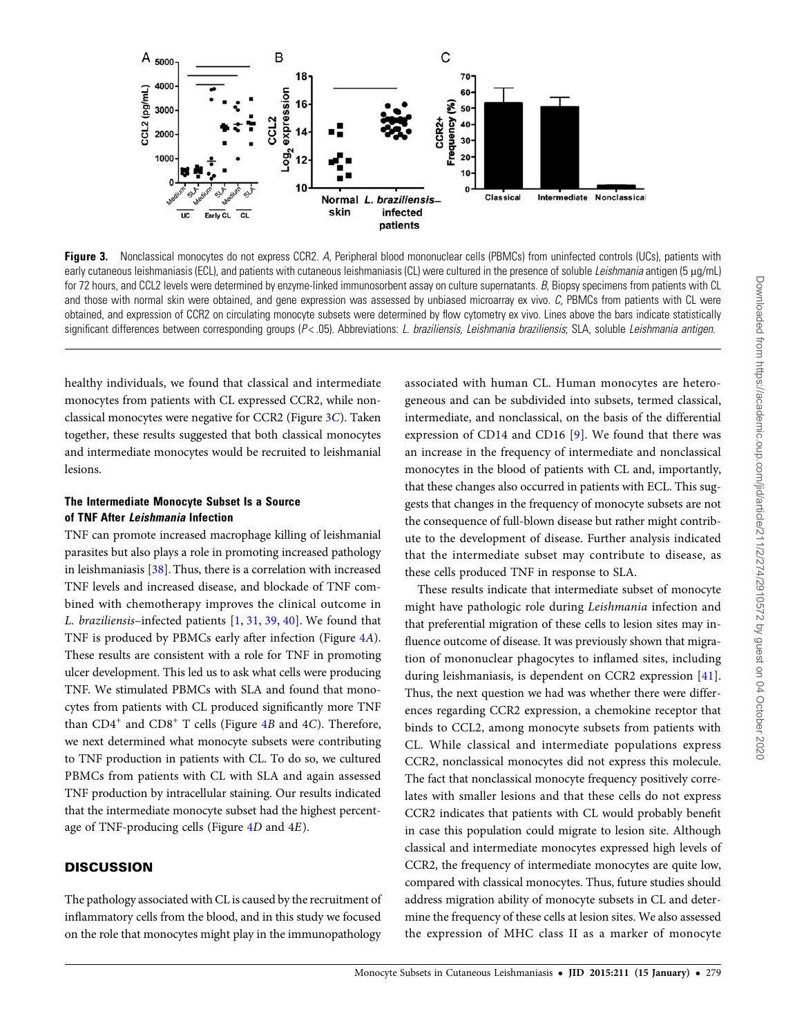**Figure 3.** Nonclassical monocytes do not express CCR2. *A*, Peripheral blood mononuclear cells (PBMCs) from uninfected controls (UCs), patients with early cutaneous leishmaniasis (ECL), and patients with cutaneous leishmaniasis (CL) were cultured in the presence of soluble *Leishmania* antigen (5 µg/mL) for 72 hours, and CCL2 levels were determined by enzyme-linked immunosorbent assay on culture supernatants. *B*, Biopsy specimens from patients with CL and those with normal skin were obtained, and gene expression was assessed by unbiased microarray ex vivo. *C*, PBMCs from patients with CL were obtained, and expression of CCR2 on circulating monocyte subsets were determined by flow cytometry ex vivo. Lines above the bars indicate statistically significant differences between corresponding groups ($P < .05$). Abbreviations: *L. braziliensis*, *Leishmania braziliensis*; SLA, soluble *Leishmania antigen*.

healthy individuals, we found that classical and intermediate monocytes from patients with CL expressed CCR2, while nonclassical monocytes were negative for CCR2 (Figure 3C). Taken together, these results suggested that both classical monocytes and intermediate monocytes would be recruited to leishmanial lesions.

### The Intermediate Monocyte Subset Is a Source of TNF After *Leishmania* Infection

TNF can promote increased macrophage killing of leishmanial parasites but also plays a role in promoting increased pathology in leishmaniasis [38]. Thus, there is a correlation with increased TNF levels and increased disease, and blockade of TNF combined with chemotherapy improves the clinical outcome in *L. braziliensis*–infected patients [1, 31, 39, 40]. We found that TNF is produced by PBMCs early after infection (Figure 4A). These results are consistent with a role for TNF in promoting ulcer development. This led us to ask what cells were producing TNF. We stimulated PBMCs with SLA and found that monocytes from patients with CL produced significantly more TNF than $CD4^+$ and $CD8^+$ T cells (Figure 4B and 4C). Therefore, we next determined what monocyte subsets were contributing to TNF production in patients with CL. To do so, we cultured PBMCs from patients with CL with SLA and again assessed TNF production by intracellular staining. Our results indicated that the intermediate monocyte subset had the highest percentage of TNF-producing cells (Figure 4D and 4E).

## DISCUSSION

The pathology associated with CL is caused by the recruitment of inflammatory cells from the blood, and in this study we focused on the role that monocytes might play in the immunopathology associated with human CL. Human monocytes are heterogeneous and can be subdivided into subsets, termed classical, intermediate, and nonclassical, on the basis of the differential expression of CD14 and CD16 [9]. We found that there was an increase in the frequency of intermediate and nonclassical monocytes in the blood of patients with CL and, importantly, that these changes also occurred in patients with ECL. This suggests that changes in the frequency of monocyte subsets are not the consequence of full-blown disease but rather might contribute to the development of disease. Further analysis indicated that the intermediate subset may contribute to disease, as these cells produced TNF in response to SLA.

These results indicate that intermediate subset of monocyte might have pathologic role during *Leishmania* infection and that preferential migration of these cells to lesion sites may influence outcome of disease. It was previously shown that migration of mononuclear phagocytes to inflamed sites, including during leishmaniasis, is dependent on CCR2 expression [41]. Thus, the next question we had was whether there were differences regarding CCR2 expression, a chemokine receptor that binds to CCL2, among monocyte subsets from patients with CL. While classical and intermediate populations express CCR2, nonclassical monocytes did not express this molecule. The fact that nonclassical monocyte frequency positively correlates with smaller lesions and that these cells do not express CCR2 indicates that patients with CL would probably benefit in case this population could migrate to lesion site. Although classical and intermediate monocytes expressed high levels of CCR2, the frequency of intermediate monocytes are quite low, compared with classical monocytes. Thus, future studies should address migration ability of monocyte subsets in CL and determine the frequency of these cells at lesion sites. We also assessed the expression of MHC class II as a marker of monocyte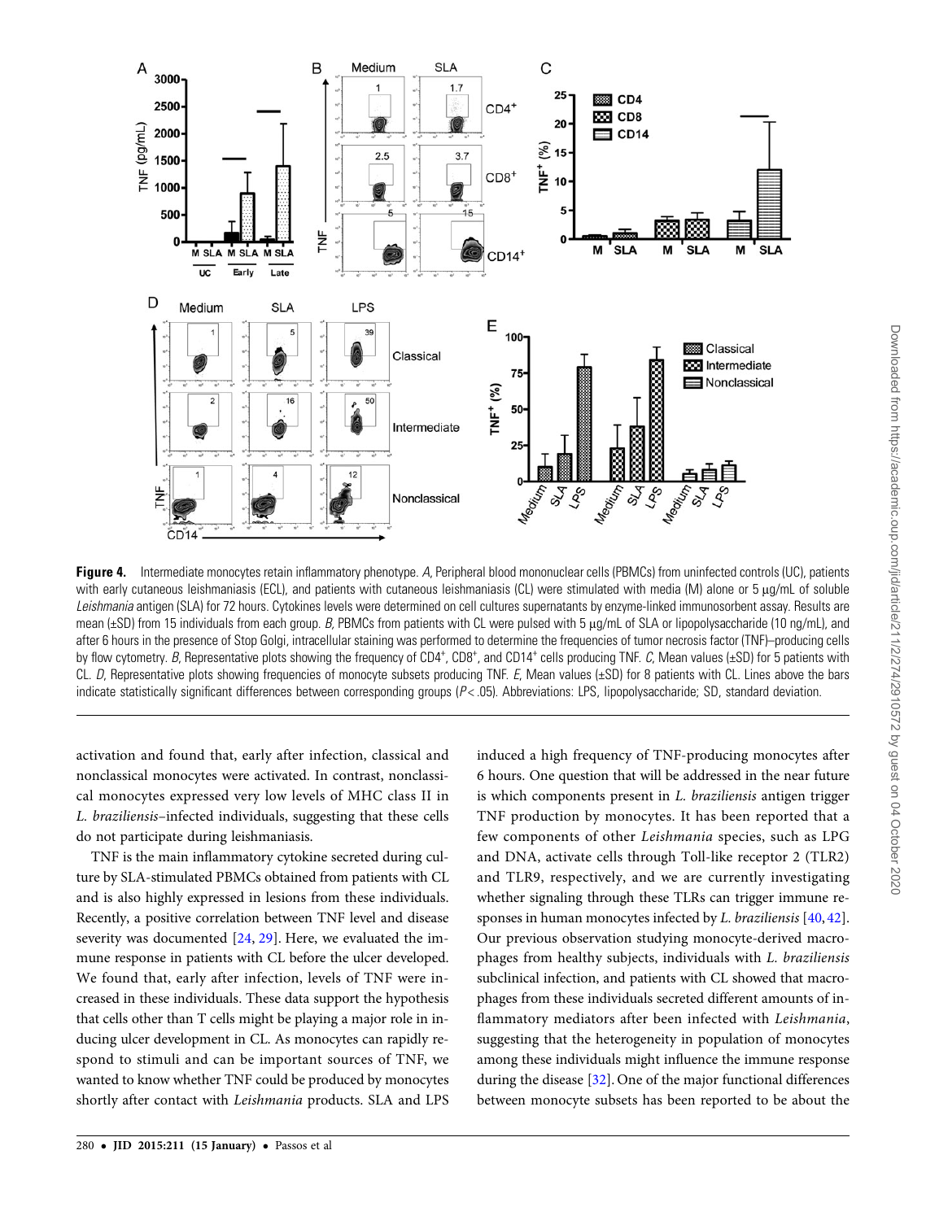**Figure 4.** Intermediate monocytes retain inflammatory phenotype. *A*, Peripheral blood mononuclear cells (PBMCs) from uninfected controls (UC), patients with early cutaneous leishmaniasis (ECL), and patients with cutaneous leishmaniasis (CL) were stimulated with media (M) alone or 5 µg/mL of soluble *Leishmania* antigen (SLA) for 72 hours. Cytokines levels were determined on cell cultures supernatants by enzyme-linked immunosorbent assay. Results are mean (±SD) from 15 individuals from each group. *B*, PBMCs from patients with CL were pulsed with 5 µg/mL of SLA or lipopolysaccharide (10 ng/mL), and after 6 hours in the presence of Stop Golgi, intracellular staining was performed to determine the frequencies of tumor necrosis factor (TNF)–producing cells by flow cytometry. *B*, Representative plots showing the frequency of CD4[+], CD8[+], and CD14[+] cells producing TNF. *C*, Mean values (±SD) for 5 patients with CL. *D*, Representative plots showing frequencies of monocyte subsets producing TNF. *E*, Mean values (±SD) for 8 patients with CL. Lines above the bars indicate statistically significant differences between corresponding groups ($P < .05$). Abbreviations: LPS, lipopolysaccharide; SD, standard deviation.

activation and found that, early after infection, classical and nonclassical monocytes were activated. In contrast, nonclassical monocytes expressed very low levels of MHC class II in *L. braziliensis*–infected individuals, suggesting that these cells do not participate during leishmaniasis.

TNF is the main inflammatory cytokine secreted during culture by SLA-stimulated PBMCs obtained from patients with CL and is also highly expressed in lesions from these individuals. Recently, a positive correlation between TNF level and disease severity was documented [24, 29]. Here, we evaluated the immune response in patients with CL before the ulcer developed. We found that, early after infection, levels of TNF were increased in these individuals. These data support the hypothesis that cells other than T cells might be playing a major role in inducing ulcer development in CL. As monocytes can rapidly respond to stimuli and can be important sources of TNF, we wanted to know whether TNF could be produced by monocytes shortly after contact with *Leishmania* products. SLA and LPS induced a high frequency of TNF-producing monocytes after 6 hours. One question that will be addressed in the near future is which components present in *L. braziliensis* antigen trigger TNF production by monocytes. It has been reported that a few components of other *Leishmania* species, such as LPG and DNA, activate cells through Toll-like receptor 2 (TLR2) and TLR9, respectively, and we are currently investigating whether signaling through these TLRs can trigger immune responses in human monocytes infected by *L. braziliensis* [40, 42]. Our previous observation studying monocyte-derived macrophages from healthy subjects, individuals with *L. braziliensis* subclinical infection, and patients with CL showed that macrophages from these individuals secreted different amounts of inflammatory mediators after been infected with *Leishmania*, suggesting that the heterogeneity in population of monocytes among these individuals might influence the immune response during the disease [32]. One of the major functional differences between monocyte subsets has been reported to be about the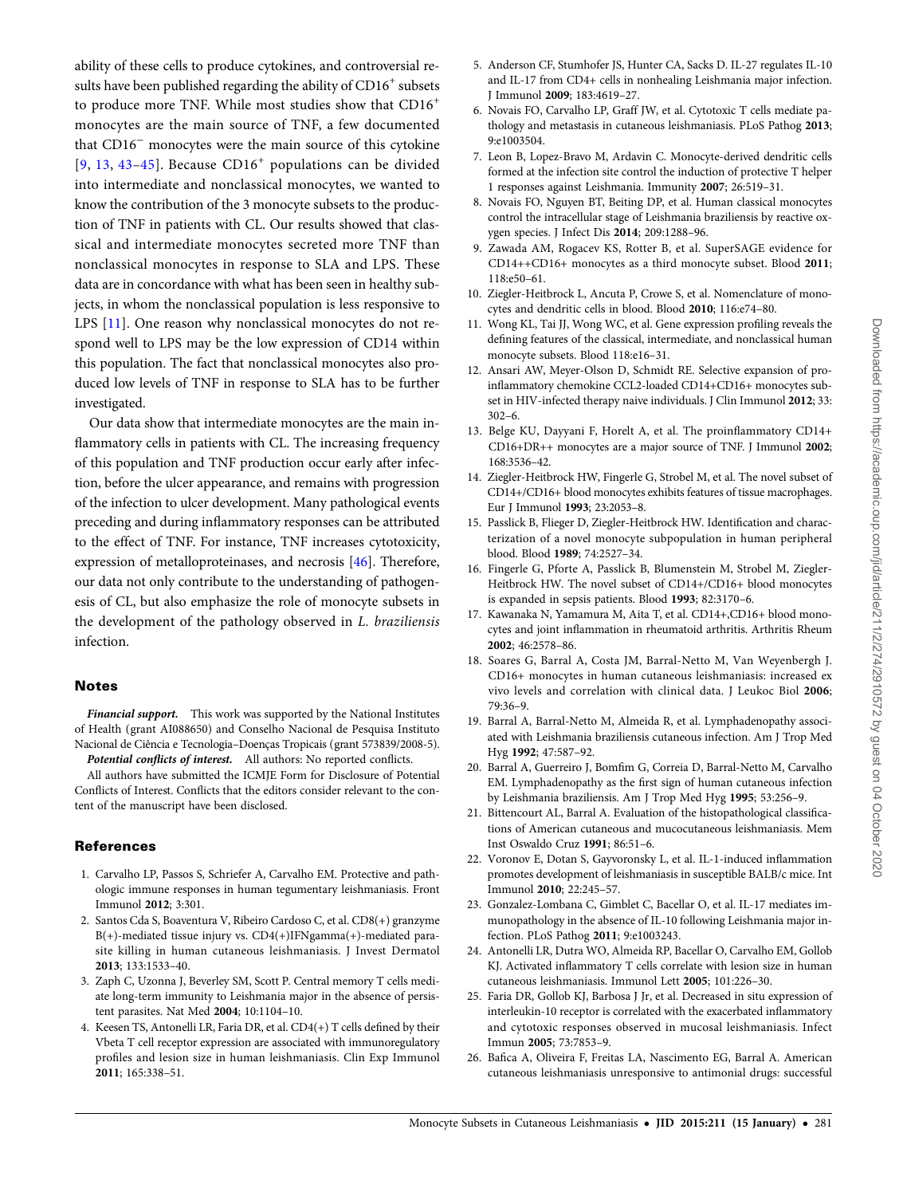ability of these cells to produce cytokines, and controversial results have been published regarding the ability of CD16$^+$ subsets to produce more TNF. While most studies show that CD16$^+$ monocytes are the main source of TNF, a few documented that CD16$^-$ monocytes were the main source of this cytokine [9, 13, 43–45]. Because CD16$^+$ populations can be divided into intermediate and nonclassical monocytes, we wanted to know the contribution of the 3 monocyte subsets to the production of TNF in patients with CL. Our results showed that classical and intermediate monocytes secreted more TNF than nonclassical monocytes in response to SLA and LPS. These data are in concordance with what has been seen in healthy subjects, in whom the nonclassical population is less responsive to LPS [11]. One reason why nonclassical monocytes do not respond well to LPS may be the low expression of CD14 within this population. The fact that nonclassical monocytes also produced low levels of TNF in response to SLA has to be further investigated.

Our data show that intermediate monocytes are the main inflammatory cells in patients with CL. The increasing frequency of this population and TNF production occur early after infection, before the ulcer appearance, and remains with progression of the infection to ulcer development. Many pathological events preceding and during inflammatory responses can be attributed to the effect of TNF. For instance, TNF increases cytotoxicity, expression of metalloproteinases, and necrosis [46]. Therefore, our data not only contribute to the understanding of pathogenesis of CL, but also emphasize the role of monocyte subsets in the development of the pathology observed in *L. braziliensis* infection.

## Notes

***Financial support.*** This work was supported by the National Institutes of Health (grant AI088650) and Conselho Nacional de Pesquisa Instituto Nacional de Ciência e Tecnologia–Doenças Tropicais (grant 573839/2008-5).

***Potential conflicts of interest.*** All authors: No reported conflicts.

All authors have submitted the ICMJE Form for Disclosure of Potential Conflicts of Interest. Conflicts that the editors consider relevant to the content of the manuscript have been disclosed.

## References

1. Carvalho LP, Passos S, Schriefer A, Carvalho EM. Protective and pathologic immune responses in human tegumentary leishmaniasis. Front Immunol **2012**; 3:301.
2. Santos Cda S, Boaventura V, Ribeiro Cardoso C, et al. CD8(+) granzyme B(+)-mediated tissue injury vs. CD4(+)IFNgamma(+)-mediated parasite killing in human cutaneous leishmaniasis. J Invest Dermatol **2013**; 133:1533–40.
3. Zaph C, Uzonna J, Beverley SM, Scott P. Central memory T cells mediate long-term immunity to Leishmania major in the absence of persistent parasites. Nat Med **2004**; 10:1104–10.
4. Keesen TS, Antonelli LR, Faria DR, et al. CD4(+) T cells defined by their Vbeta T cell receptor expression are associated with immunoregulatory profiles and lesion size in human leishmaniasis. Clin Exp Immunol **2011**; 165:338–51.
5. Anderson CF, Stumhofer JS, Hunter CA, Sacks D. IL-27 regulates IL-10 and IL-17 from CD4+ cells in nonhealing Leishmania major infection. J Immunol **2009**; 183:4619–27.
6. Novais FO, Carvalho LP, Graff JW, et al. Cytotoxic T cells mediate pathology and metastasis in cutaneous leishmaniasis. PLoS Pathog **2013**; 9:e1003504.
7. Leon B, Lopez-Bravo M, Ardavin C. Monocyte-derived dendritic cells formed at the infection site control the induction of protective T helper 1 responses against Leishmania. Immunity **2007**; 26:519–31.
8. Novais FO, Nguyen BT, Beiting DP, et al. Human classical monocytes control the intracellular stage of Leishmania braziliensis by reactive oxygen species. J Infect Dis **2014**; 209:1288–96.
9. Zawada AM, Rogacev KS, Rotter B, et al. SuperSAGE evidence for CD14++CD16+ monocytes as a third monocyte subset. Blood **2011**; 118:e50–61.
10. Ziegler-Heitbrock L, Ancuta P, Crowe S, et al. Nomenclature of monocytes and dendritic cells in blood. Blood **2010**; 116:e74–80.
11. Wong KL, Tai JJ, Wong WC, et al. Gene expression profiling reveals the defining features of the classical, intermediate, and nonclassical human monocyte subsets. Blood 118:e16–31.
12. Ansari AW, Meyer-Olson D, Schmidt RE. Selective expansion of pro-inflammatory chemokine CCL2-loaded CD14+CD16+ monocytes subset in HIV-infected therapy naive individuals. J Clin Immunol **2012**; 33: 302–6.
13. Belge KU, Dayyani F, Horelt A, et al. The proinflammatory CD14+ CD16+DR++ monocytes are a major source of TNF. J Immunol **2002**; 168:3536–42.
14. Ziegler-Heitbrock HW, Fingerle G, Strobel M, et al. The novel subset of CD14+/CD16+ blood monocytes exhibits features of tissue macrophages. Eur J Immunol **1993**; 23:2053–8.
15. Passlick B, Flieger D, Ziegler-Heitbrock HW. Identification and characterization of a novel monocyte subpopulation in human peripheral blood. Blood **1989**; 74:2527–34.
16. Fingerle G, Pforte A, Passlick B, Blumenstein M, Strobel M, Ziegler-Heitbrock HW. The novel subset of CD14+/CD16+ blood monocytes is expanded in sepsis patients. Blood **1993**; 82:3170–6.
17. Kawanaka N, Yamamura M, Aita T, et al. CD14+,CD16+ blood monocytes and joint inflammation in rheumatoid arthritis. Arthritis Rheum **2002**; 46:2578–86.
18. Soares G, Barral A, Costa JM, Barral-Netto M, Van Weyenbergh J. CD16+ monocytes in human cutaneous leishmaniasis: increased ex vivo levels and correlation with clinical data. J Leukoc Biol **2006**; 79:36–9.
19. Barral A, Barral-Netto M, Almeida R, et al. Lymphadenopathy associated with Leishmania braziliensis cutaneous infection. Am J Trop Med Hyg **1992**; 47:587–92.
20. Barral A, Guerreiro J, Bomfim G, Correia D, Barral-Netto M, Carvalho EM. Lymphadenopathy as the first sign of human cutaneous infection by Leishmania braziliensis. Am J Trop Med Hyg **1995**; 53:256–9.
21. Bittencourt AL, Barral A. Evaluation of the histopathological classifications of American cutaneous and mucocutaneous leishmaniasis. Mem Inst Oswaldo Cruz **1991**; 86:51–6.
22. Voronov E, Dotan S, Gayvoronsky L, et al. IL-1-induced inflammation promotes development of leishmaniasis in susceptible BALB/c mice. Int Immunol **2010**; 22:245–57.
23. Gonzalez-Lombana C, Gimblet C, Bacellar O, et al. IL-17 mediates immunopathology in the absence of IL-10 following Leishmania major infection. PLoS Pathog **2011**; 9:e1003243.
24. Antonelli LR, Dutra WO, Almeida RP, Bacellar O, Carvalho EM, Gollob KJ. Activated inflammatory T cells correlate with lesion size in human cutaneous leishmaniasis. Immunol Lett **2005**; 101:226–30.
25. Faria DR, Gollob KJ, Barbosa J Jr, et al. Decreased in situ expression of interleukin-10 receptor is correlated with the exacerbated inflammatory and cytotoxic responses observed in mucosal leishmaniasis. Infect Immun **2005**; 73:7853–9.
26. Bafica A, Oliveira F, Freitas LA, Nascimento EG, Barral A. American cutaneous leishmaniasis unresponsive to antimonial drugs: successful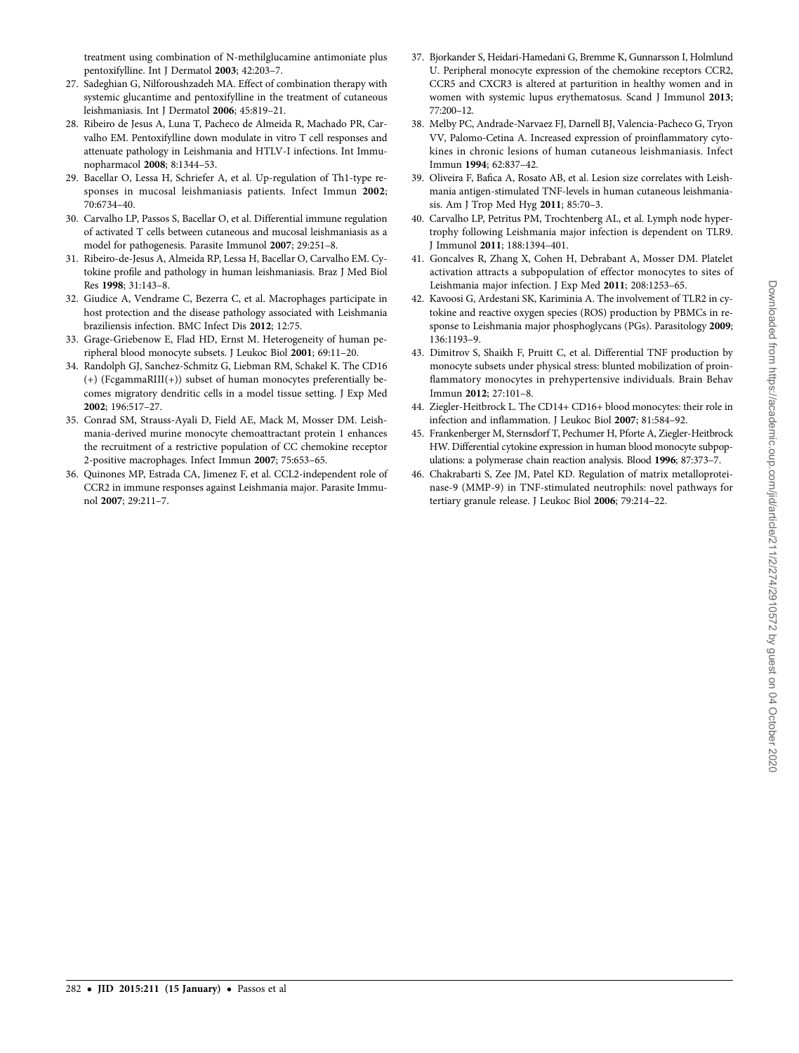treatment using combination of N-methilglucamine antimoniate plus pentoxifylline. Int J Dermatol **2003**; 42:203–7.

27. Sadeghian G, Nilforoushzadeh MA. Effect of combination therapy with systemic glucantime and pentoxifylline in the treatment of cutaneous leishmaniasis. Int J Dermatol **2006**; 45:819–21.
28. Ribeiro de Jesus A, Luna T, Pacheco de Almeida R, Machado PR, Carvalho EM. Pentoxifylline down modulate in vitro T cell responses and attenuate pathology in Leishmania and HTLV-I infections. Int Immunopharmacol **2008**; 8:1344–53.
29. Bacellar O, Lessa H, Schriefer A, et al. Up-regulation of Th1-type responses in mucosal leishmaniasis patients. Infect Immun **2002**; 70:6734–40.
30. Carvalho LP, Passos S, Bacellar O, et al. Differential immune regulation of activated T cells between cutaneous and mucosal leishmaniasis as a model for pathogenesis. Parasite Immunol **2007**; 29:251–8.
31. Ribeiro-de-Jesus A, Almeida RP, Lessa H, Bacellar O, Carvalho EM. Cytokine profile and pathology in human leishmaniasis. Braz J Med Biol Res **1998**; 31:143–8.
32. Giudice A, Vendrame C, Bezerra C, et al. Macrophages participate in host protection and the disease pathology associated with Leishmania braziliensis infection. BMC Infect Dis **2012**; 12:75.
33. Grage-Griebenow E, Flad HD, Ernst M. Heterogeneity of human peripheral blood monocyte subsets. J Leukoc Biol **2001**; 69:11–20.
34. Randolph GJ, Sanchez-Schmitz G, Liebman RM, Schakel K. The CD16 (+) (FcgammaRIII(+)) subset of human monocytes preferentially becomes migratory dendritic cells in a model tissue setting. J Exp Med **2002**; 196:517–27.
35. Conrad SM, Strauss-Ayali D, Field AE, Mack M, Mosser DM. Leishmania-derived murine monocyte chemoattractant protein 1 enhances the recruitment of a restrictive population of CC chemokine receptor 2-positive macrophages. Infect Immun **2007**; 75:653–65.
36. Quinones MP, Estrada CA, Jimenez F, et al. CCL2-independent role of CCR2 in immune responses against Leishmania major. Parasite Immunol **2007**; 29:211–7.
37. Bjorkander S, Heidari-Hamedani G, Bremme K, Gunnarsson I, Holmlund U. Peripheral monocyte expression of the chemokine receptors CCR2, CCR5 and CXCR3 is altered at parturition in healthy women and in women with systemic lupus erythematosus. Scand J Immunol **2013**; 77:200–12.
38. Melby PC, Andrade-Narvaez FJ, Darnell BJ, Valencia-Pacheco G, Tryon VV, Palomo-Cetina A. Increased expression of proinflammatory cytokines in chronic lesions of human cutaneous leishmaniasis. Infect Immun **1994**; 62:837–42.
39. Oliveira F, Bafica A, Rosato AB, et al. Lesion size correlates with Leishmania antigen-stimulated TNF-levels in human cutaneous leishmaniasis. Am J Trop Med Hyg **2011**; 85:70–3.
40. Carvalho LP, Petritus PM, Trochtenberg AL, et al. Lymph node hypertrophy following Leishmania major infection is dependent on TLR9. J Immunol **2011**; 188:1394–401.
41. Goncalves R, Zhang X, Cohen H, Debrabant A, Mosser DM. Platelet activation attracts a subpopulation of effector monocytes to sites of Leishmania major infection. J Exp Med **2011**; 208:1253–65.
42. Kavoosi G, Ardestani SK, Kariminia A. The involvement of TLR2 in cytokine and reactive oxygen species (ROS) production by PBMCs in response to Leishmania major phosphoglycans (PGs). Parasitology **2009**; 136:1193–9.
43. Dimitrov S, Shaikh F, Pruitt C, et al. Differential TNF production by monocyte subsets under physical stress: blunted mobilization of proinflammatory monocytes in prehypertensive individuals. Brain Behav Immun **2012**; 27:101–8.
44. Ziegler-Heitbrock L. The CD14+ CD16+ blood monocytes: their role in infection and inflammation. J Leukoc Biol **2007**; 81:584–92.
45. Frankenberger M, Sternsdorf T, Pechumer H, Pforte A, Ziegler-Heitbrock HW. Differential cytokine expression in human blood monocyte subpopulations: a polymerase chain reaction analysis. Blood **1996**; 87:373–7.
46. Chakrabarti S, Zee JM, Patel KD. Regulation of matrix metalloproteinase-9 (MMP-9) in TNF-stimulated neutrophils: novel pathways for tertiary granule release. J Leukoc Biol **2006**; 79:214–22.